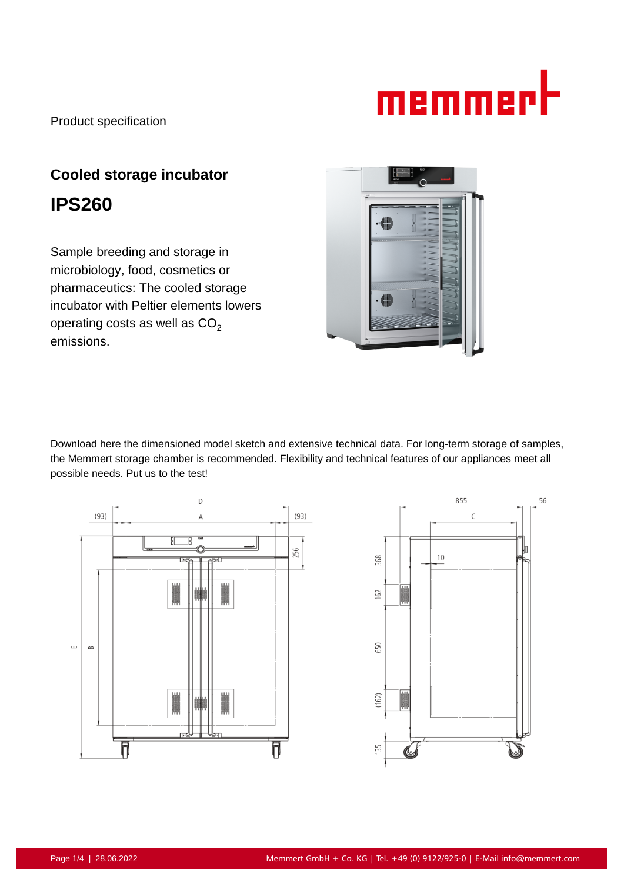Product specification

# Cooled storage incubator

# IPS260

Sample breeding and storage in microbiology, food, cosmetics or pharmaceutics: The cooled storage incubator with Peltier elements lowers operating costs as well as $CO_2$ emissions.

Download here the dimensioned model sketch and extensive technical data. For long-term storage of samples, the Memmert storage chamber is recommended. Flexibility and technical features of our appliances meet all possible needs. Put us to the test!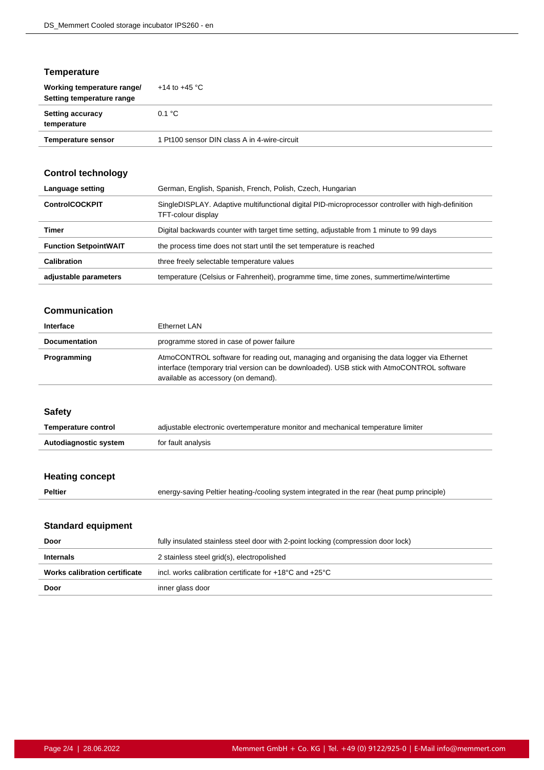## Temperature

| | |
|---|---|
| **Working temperature range/ Setting temperature range** | +14 to +45 °C |
| **Setting accuracy temperature** | 0.1 °C |
| **Temperature sensor** | 1 Pt100 sensor DIN class A in 4-wire-circuit |

## Control technology

| | |
|---|---|
| **Language setting** | German, English, Spanish, French, Polish, Czech, Hungarian |
| **ControlCOCKPIT** | SingleDISPLAY. Adaptive multifunctional digital PID-microprocessor controller with high-definition TFT-colour display |
| **Timer** | Digital backwards counter with target time setting, adjustable from 1 minute to 99 days |
| **Function SetpointWAIT** | the process time does not start until the set temperature is reached |
| **Calibration** | three freely selectable temperature values |
| **adjustable parameters** | temperature (Celsius or Fahrenheit), programme time, time zones, summertime/wintertime |

## Communication

| | |
|---|---|
| **Interface** | Ethernet LAN |
| **Documentation** | programme stored in case of power failure |
| **Programming** | AtmoCONTROL software for reading out, managing and organising the data logger via Ethernet interface (temporary trial version can be downloaded). USB stick with AtmoCONTROL software available as accessory (on demand). |

## Safety

| | |
|---|---|
| **Temperature control** | adjustable electronic overtemperature monitor and mechanical temperature limiter |
| **Autodiagnostic system** | for fault analysis |

## Heating concept

| | |
|---|---|
| **Peltier** | energy-saving Peltier heating-/cooling system integrated in the rear (heat pump principle) |

## Standard equipment

| | |
|---|---|
| **Door** | fully insulated stainless steel door with 2-point locking (compression door lock) |
| **Internals** | 2 stainless steel grid(s), electropolished |
| **Works calibration certificate** | incl. works calibration certificate for +18°C and +25°C |
| **Door** | inner glass door |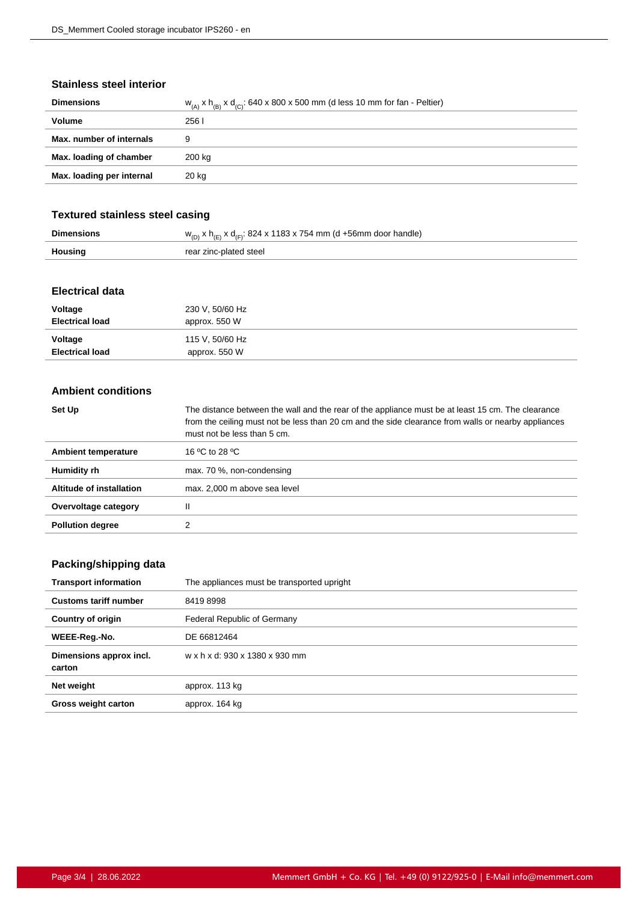## Stainless steel interior

| | |
|---|---|
| **Dimensions** | $w_{(A)}$ x $h_{(B)}$ x $d_{(C)}$: 640 x 800 x 500 mm (d less 10 mm for fan - Peltier) |
| **Volume** | 256 l |
| **Max. number of internals** | 9 |
| **Max. loading of chamber** | 200 kg |
| **Max. loading per internal** | 20 kg |

## Textured stainless steel casing

| | |
|---|---|
| **Dimensions** | $w_{(D)}$ x $h_{(E)}$ x $d_{(F)}$: 824 x 1183 x 754 mm (d +56mm door handle) |
| **Housing** | rear zinc-plated steel |

## Electrical data

| | |
|---|---|
| **Voltage**<br>**Electrical load** | 230 V, 50/60 Hz<br>approx. 550 W |
| **Voltage**<br>**Electrical load** | 115 V, 50/60 Hz<br>approx. 550 W |

## Ambient conditions

| | |
|---|---|
| **Set Up** | The distance between the wall and the rear of the appliance must be at least 15 cm. The clearance from the ceiling must not be less than 20 cm and the side clearance from walls or nearby appliances must not be less than 5 cm. |
| **Ambient temperature** | 16 ºC to 28 ºC |
| **Humidity rh** | max. 70 %, non-condensing |
| **Altitude of installation** | max. 2,000 m above sea level |
| **Overvoltage category** | II |
| **Pollution degree** | 2 |

## Packing/shipping data

| | |
|---|---|
| **Transport information** | The appliances must be transported upright |
| **Customs tariff number** | 8419 8998 |
| **Country of origin** | Federal Republic of Germany |
| **WEEE-Reg.-No.** | DE 66812464 |
| **Dimensions approx incl. carton** | w x h x d: 930 x 1380 x 930 mm |
| **Net weight** | approx. 113 kg |
| **Gross weight carton** | approx. 164 kg |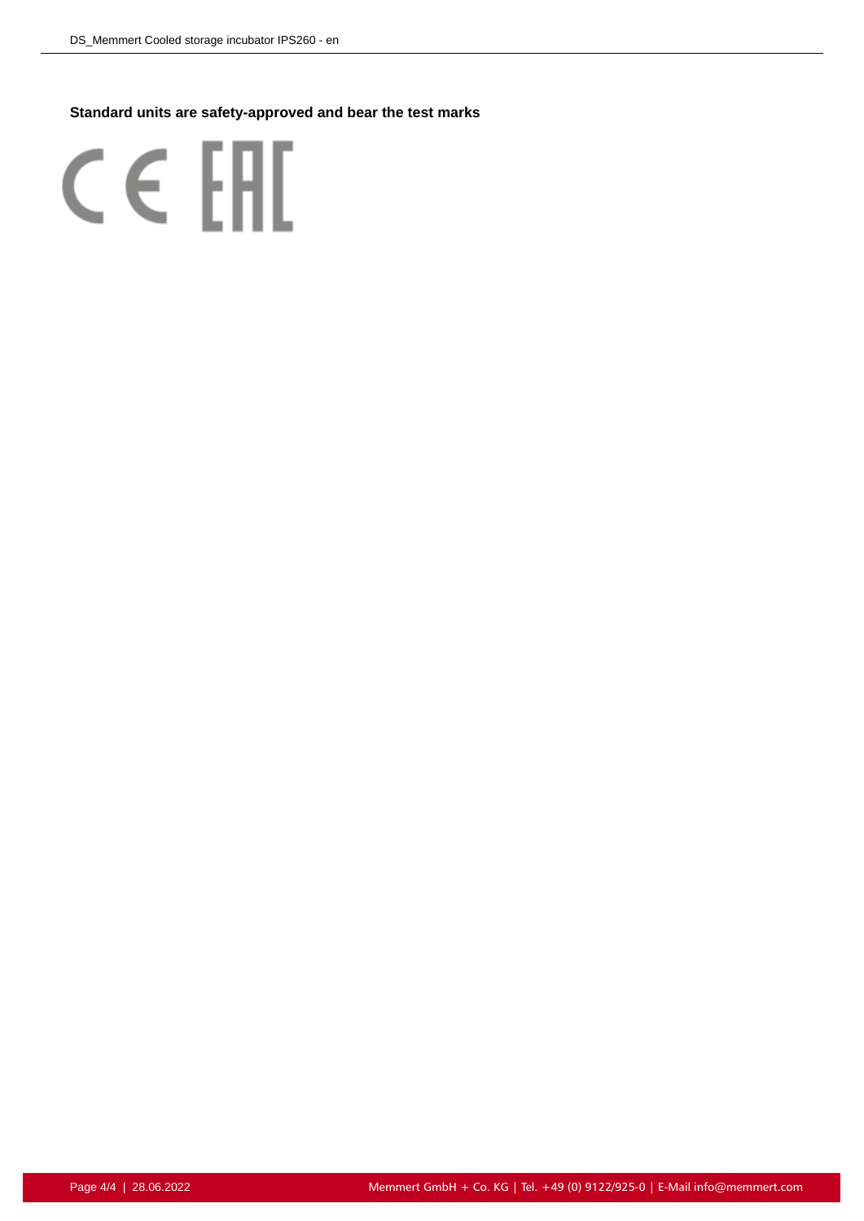**Standard units are safety-approved and bear the test marks**

CE EAC